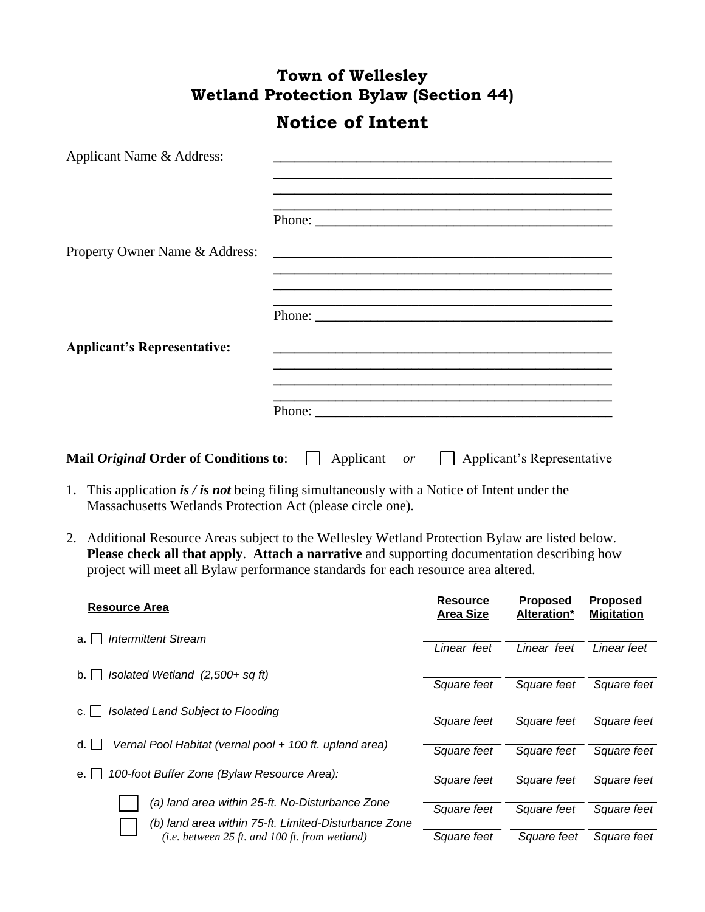# Town of Wellesley
# Wetland Protection Bylaw (Section 44)

## Notice of Intent

Applicant Name & Address: ______________________________________________

______________________________________________

______________________________________________

______________________________________________

Phone: ______________________________________

Property Owner Name & Address: ______________________________________________

______________________________________________

______________________________________________

______________________________________________

Phone: ______________________________________

**Applicant's Representative:** ______________________________________________

______________________________________________

______________________________________________

______________________________________________

Phone: ______________________________________

**Mail *Original* Order of Conditions to**: ☐ Applicant *or* ☐ Applicant's Representative

1. This application ***is / is not*** being filing simultaneously with a Notice of Intent under the Massachusetts Wetlands Protection Act (please circle one).

2. Additional Resource Areas subject to the Wellesley Wetland Protection Bylaw are listed below. **Please check all that apply**. **Attach a narrative** and supporting documentation describing how project will meet all Bylaw performance standards for each resource area altered.

| Resource Area | Resource Area Size | Proposed Alteration* | Proposed Migitation |
|---|---|---|---|
| a. ☐ *Intermittent Stream* | *Linear feet* | *Linear feet* | *Linear feet* |
| b. ☐ *Isolated Wetland (2,500+ sq ft)* | *Square feet* | *Square feet* | *Square feet* |
| c. ☐ *Isolated Land Subject to Flooding* | *Square feet* | *Square feet* | *Square feet* |
| d. ☐ *Vernal Pool Habitat (vernal pool + 100 ft. upland area)* | *Square feet* | *Square feet* | *Square feet* |
| e. ☐ *100-foot Buffer Zone (Bylaw Resource Area):* | *Square feet* | *Square feet* | *Square feet* |
| ☐ *(a) land area within 25-ft. No-Disturbance Zone* | *Square feet* | *Square feet* | *Square feet* |
| ☐ *(b) land area within 75-ft. Limited-Disturbance Zone (i.e. between 25 ft. and 100 ft. from wetland)* | *Square feet* | *Square feet* | *Square feet* |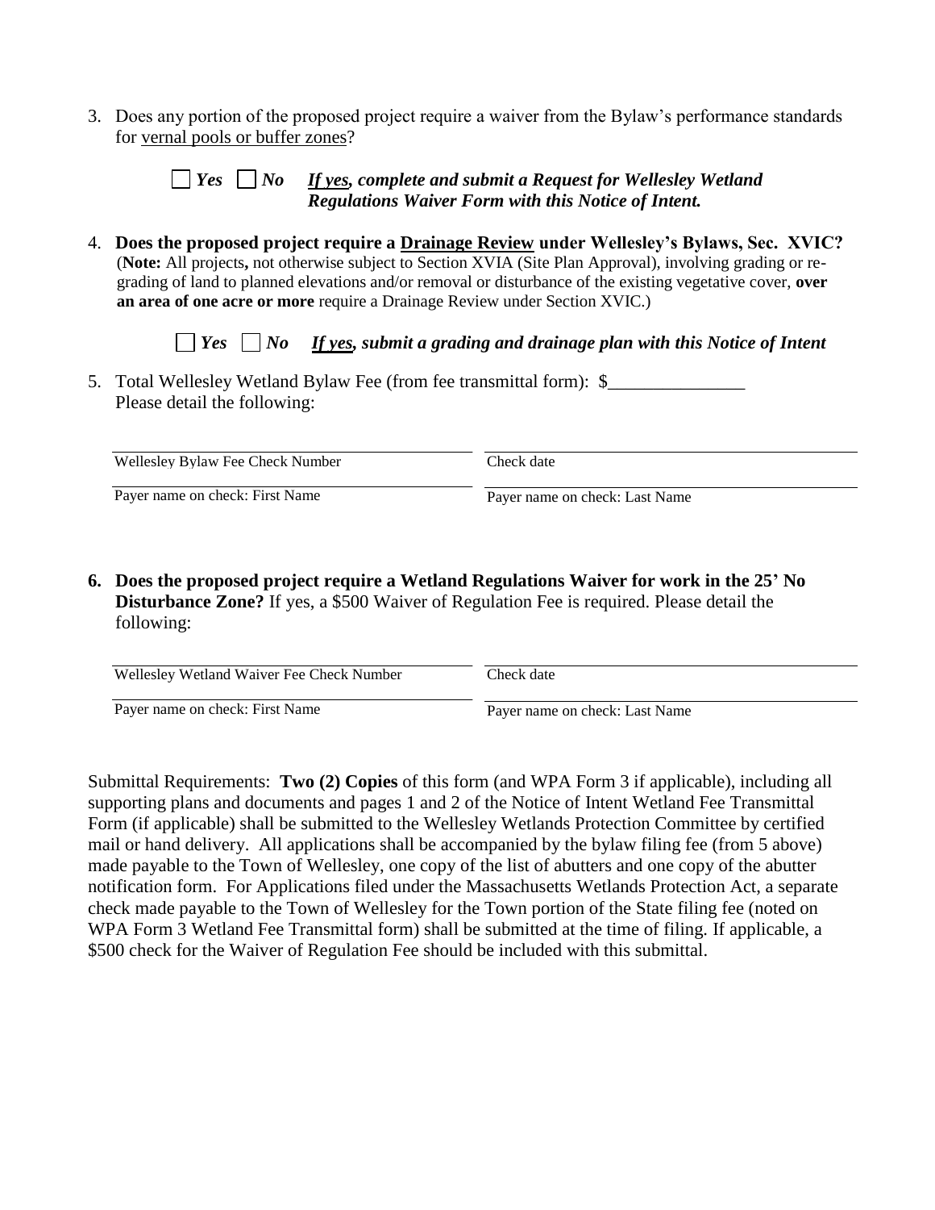3. Does any portion of the proposed project require a waiver from the Bylaw's performance standards for vernal pools or buffer zones?

   ☐ *Yes* ☐ *No* ***If yes, complete and submit a Request for Wellesley Wetland Regulations Waiver Form with this Notice of Intent.***

4. **Does the proposed project require a Drainage Review under Wellesley's Bylaws, Sec. XVIC?** (**Note:** All projects**,** not otherwise subject to Section XVIA (Site Plan Approval), involving grading or re-grading of land to planned elevations and/or removal or disturbance of the existing vegetative cover, **over an area of one acre or more** require a Drainage Review under Section XVIC.)

   ☐ ***Yes*** ☐ ***No*** ***If yes, submit a grading and drainage plan with this Notice of Intent***

5. Total Wellesley Wetland Bylaw Fee (from fee transmittal form): $_______________
   Please detail the following:

| | |
|---|---|
| Wellesley Bylaw Fee Check Number | Check date |
| Payer name on check: First Name | Payer name on check: Last Name |

6. **Does the proposed project require a Wetland Regulations Waiver for work in the 25' No Disturbance Zone?** If yes, a $500 Waiver of Regulation Fee is required. Please detail the following:

| | |
|---|---|
| Wellesley Wetland Waiver Fee Check Number | Check date |
| Payer name on check: First Name | Payer name on check: Last Name |

Submittal Requirements: **Two (2) Copies** of this form (and WPA Form 3 if applicable), including all supporting plans and documents and pages 1 and 2 of the Notice of Intent Wetland Fee Transmittal Form (if applicable) shall be submitted to the Wellesley Wetlands Protection Committee by certified mail or hand delivery. All applications shall be accompanied by the bylaw filing fee (from 5 above) made payable to the Town of Wellesley, one copy of the list of abutters and one copy of the abutter notification form. For Applications filed under the Massachusetts Wetlands Protection Act, a separate check made payable to the Town of Wellesley for the Town portion of the State filing fee (noted on WPA Form 3 Wetland Fee Transmittal form) shall be submitted at the time of filing. If applicable, a $500 check for the Waiver of Regulation Fee should be included with this submittal.